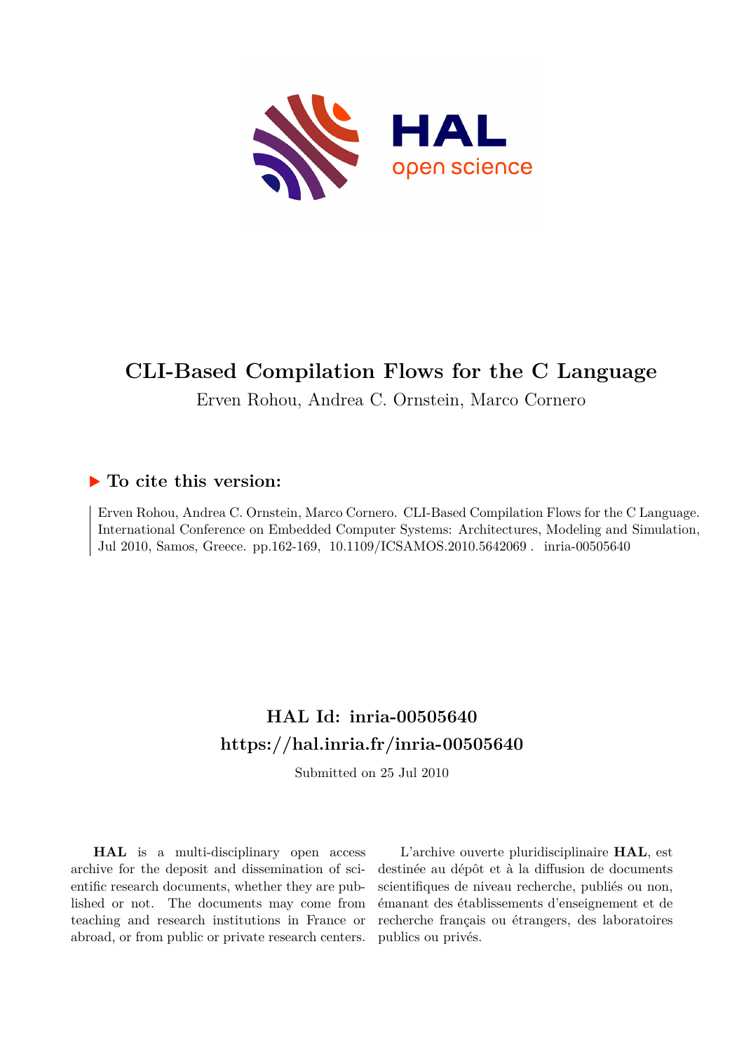# CLI-Based Compilation Flows for the C Language

Erven Rohou, Andrea C. Ornstein, Marco Cornero

## ▶ To cite this version:

Erven Rohou, Andrea C. Ornstein, Marco Cornero. CLI-Based Compilation Flows for the C Language. International Conference on Embedded Computer Systems: Architectures, Modeling and Simulation, Jul 2010, Samos, Greece. pp.162-169, 10.1109/ICSAMOS.2010.5642069 . inria-00505640

## HAL Id: inria-00505640
## https://hal.inria.fr/inria-00505640

Submitted on 25 Jul 2010

**HAL** is a multi-disciplinary open access archive for the deposit and dissemination of scientific research documents, whether they are published or not. The documents may come from teaching and research institutions in France or abroad, or from public or private research centers.

L'archive ouverte pluridisciplinaire **HAL**, est destinée au dépôt et à la diffusion de documents scientifiques de niveau recherche, publiés ou non, émanant des établissements d'enseignement et de recherche français ou étrangers, des laboratoires publics ou privés.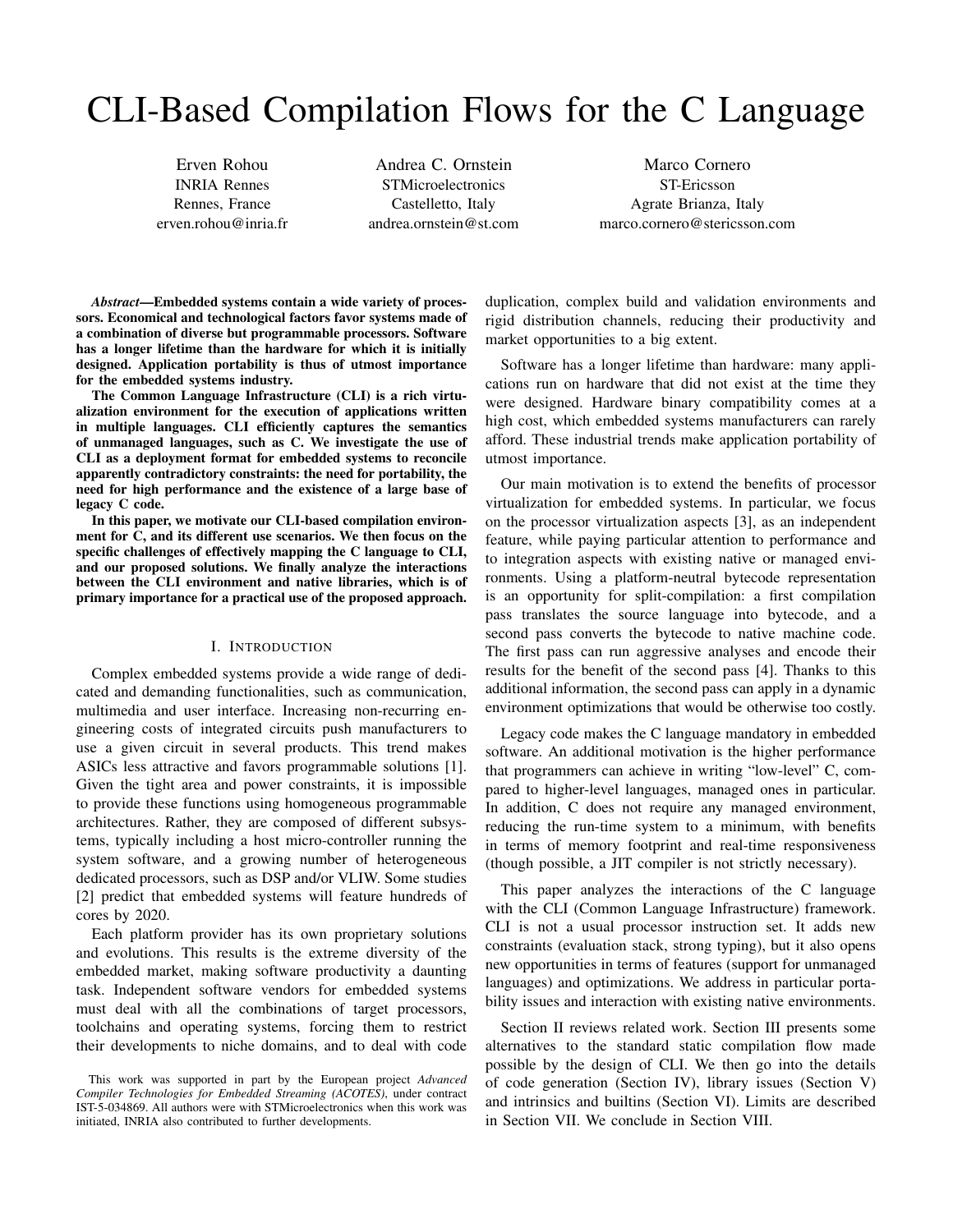# CLI-Based Compilation Flows for the C Language

Erven Rohou
INRIA Rennes
Rennes, France
erven.rohou@inria.fr

Andrea C. Ornstein
STMicroelectronics
Castelletto, Italy
andrea.ornstein@st.com

Marco Cornero
ST-Ericsson
Agrate Brianza, Italy
marco.cornero@stericsson.com

***Abstract*—Embedded systems contain a wide variety of processors. Economical and technological factors favor systems made of a combination of diverse but programmable processors. Software has a longer lifetime than the hardware for which it is initially designed. Application portability is thus of utmost importance for the embedded systems industry.**

**The Common Language Infrastructure (CLI) is a rich virtualization environment for the execution of applications written in multiple languages. CLI efficiently captures the semantics of unmanaged languages, such as C. We investigate the use of CLI as a deployment format for embedded systems to reconcile apparently contradictory constraints: the need for portability, the need for high performance and the existence of a large base of legacy C code.**

**In this paper, we motivate our CLI-based compilation environment for C, and its different use scenarios. We then focus on the specific challenges of effectively mapping the C language to CLI, and our proposed solutions. We finally analyze the interactions between the CLI environment and native libraries, which is of primary importance for a practical use of the proposed approach.**

## I. Introduction

Complex embedded systems provide a wide range of dedicated and demanding functionalities, such as communication, multimedia and user interface. Increasing non-recurring engineering costs of integrated circuits push manufacturers to use a given circuit in several products. This trend makes ASICs less attractive and favors programmable solutions [1]. Given the tight area and power constraints, it is impossible to provide these functions using homogeneous programmable architectures. Rather, they are composed of different subsystems, typically including a host micro-controller running the system software, and a growing number of heterogeneous dedicated processors, such as DSP and/or VLIW. Some studies [2] predict that embedded systems will feature hundreds of cores by 2020.

Each platform provider has its own proprietary solutions and evolutions. This results is the extreme diversity of the embedded market, making software productivity a daunting task. Independent software vendors for embedded systems must deal with all the combinations of target processors, toolchains and operating systems, forcing them to restrict their developments to niche domains, and to deal with code duplication, complex build and validation environments and rigid distribution channels, reducing their productivity and market opportunities to a big extent.

Software has a longer lifetime than hardware: many applications run on hardware that did not exist at the time they were designed. Hardware binary compatibility comes at a high cost, which embedded systems manufacturers can rarely afford. These industrial trends make application portability of utmost importance.

Our main motivation is to extend the benefits of processor virtualization for embedded systems. In particular, we focus on the processor virtualization aspects [3], as an independent feature, while paying particular attention to performance and to integration aspects with existing native or managed environments. Using a platform-neutral bytecode representation is an opportunity for split-compilation: a first compilation pass translates the source language into bytecode, and a second pass converts the bytecode to native machine code. The first pass can run aggressive analyses and encode their results for the benefit of the second pass [4]. Thanks to this additional information, the second pass can apply in a dynamic environment optimizations that would be otherwise too costly.

Legacy code makes the C language mandatory in embedded software. An additional motivation is the higher performance that programmers can achieve in writing "low-level" C, compared to higher-level languages, managed ones in particular. In addition, C does not require any managed environment, reducing the run-time system to a minimum, with benefits in terms of memory footprint and real-time responsiveness (though possible, a JIT compiler is not strictly necessary).

This paper analyzes the interactions of the C language with the CLI (Common Language Infrastructure) framework. CLI is not a usual processor instruction set. It adds new constraints (evaluation stack, strong typing), but it also opens new opportunities in terms of features (support for unmanaged languages) and optimizations. We address in particular portability issues and interaction with existing native environments.

Section II reviews related work. Section III presents some alternatives to the standard static compilation flow made possible by the design of CLI. We then go into the details of code generation (Section IV), library issues (Section V) and intrinsics and builtins (Section VI). Limits are described in Section VII. We conclude in Section VIII.

This work was supported in part by the European project *Advanced Compiler Technologies for Embedded Streaming (ACOTES)*, under contract IST-5-034869. All authors were with STMicroelectronics when this work was initiated, INRIA also contributed to further developments.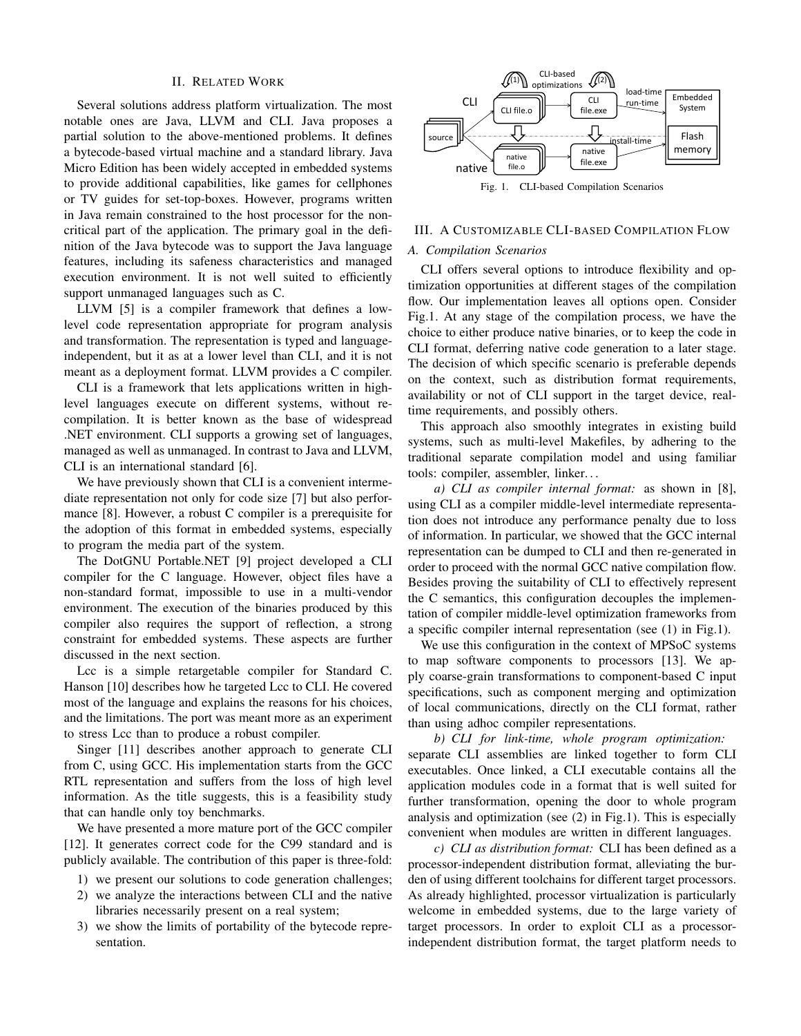## II. Related Work

Several solutions address platform virtualization. The most notable ones are Java, LLVM and CLI. Java proposes a partial solution to the above-mentioned problems. It defines a bytecode-based virtual machine and a standard library. Java Micro Edition has been widely accepted in embedded systems to provide additional capabilities, like games for cellphones or TV guides for set-top-boxes. However, programs written in Java remain constrained to the host processor for the non-critical part of the application. The primary goal in the definition of the Java bytecode was to support the Java language features, including its safeness characteristics and managed execution environment. It is not well suited to efficiently support unmanaged languages such as C.

LLVM [5] is a compiler framework that defines a low-level code representation appropriate for program analysis and transformation. The representation is typed and language-independent, but it as at a lower level than CLI, and it is not meant as a deployment format. LLVM provides a C compiler.

CLI is a framework that lets applications written in high-level languages execute on different systems, without re-compilation. It is better known as the base of widespread .NET environment. CLI supports a growing set of languages, managed as well as unmanaged. In contrast to Java and LLVM, CLI is an international standard [6].

We have previously shown that CLI is a convenient intermediate representation not only for code size [7] but also performance [8]. However, a robust C compiler is a prerequisite for the adoption of this format in embedded systems, especially to program the media part of the system.

The DotGNU Portable.NET [9] project developed a CLI compiler for the C language. However, object files have a non-standard format, impossible to use in a multi-vendor environment. The execution of the binaries produced by this compiler also requires the support of reflection, a strong constraint for embedded systems. These aspects are further discussed in the next section.

Lcc is a simple retargetable compiler for Standard C. Hanson [10] describes how he targeted Lcc to CLI. He covered most of the language and explains the reasons for his choices, and the limitations. The port was meant more as an experiment to stress Lcc than to produce a robust compiler.

Singer [11] describes another approach to generate CLI from C, using GCC. His implementation starts from the GCC RTL representation and suffers from the loss of high level information. As the title suggests, this is a feasibility study that can handle only toy benchmarks.

We have presented a more mature port of the GCC compiler [12]. It generates correct code for the C99 standard and is publicly available. The contribution of this paper is three-fold:

1) we present our solutions to code generation challenges;
2) we analyze the interactions between CLI and the native libraries necessarily present on a real system;
3) we show the limits of portability of the bytecode representation.

Fig. 1. CLI-based Compilation Scenarios

## III. A Customizable CLI-based Compilation Flow

### A. Compilation Scenarios

CLI offers several options to introduce flexibility and optimization opportunities at different stages of the compilation flow. Our implementation leaves all options open. Consider Fig.1. At any stage of the compilation process, we have the choice to either produce native binaries, or to keep the code in CLI format, deferring native code generation to a later stage. The decision of which specific scenario is preferable depends on the context, such as distribution format requirements, availability or not of CLI support in the target device, real-time requirements, and possibly others.

This approach also smoothly integrates in existing build systems, such as multi-level Makefiles, by adhering to the traditional separate compilation model and using familiar tools: compiler, assembler, linker…

*a) CLI as compiler internal format:* as shown in [8], using CLI as a compiler middle-level intermediate representation does not introduce any performance penalty due to loss of information. In particular, we showed that the GCC internal representation can be dumped to CLI and then re-generated in order to proceed with the normal GCC native compilation flow. Besides proving the suitability of CLI to effectively represent the C semantics, this configuration decouples the implementation of compiler middle-level optimization frameworks from a specific compiler internal representation (see (1) in Fig.1).

We use this configuration in the context of MPSoC systems to map software components to processors [13]. We apply coarse-grain transformations to component-based C input specifications, such as component merging and optimization of local communications, directly on the CLI format, rather than using adhoc compiler representations.

*b) CLI for link-time, whole program optimization:* separate CLI assemblies are linked together to form CLI executables. Once linked, a CLI executable contains all the application modules code in a format that is well suited for further transformation, opening the door to whole program analysis and optimization (see (2) in Fig.1). This is especially convenient when modules are written in different languages.

*c) CLI as distribution format:* CLI has been defined as a processor-independent distribution format, alleviating the burden of using different toolchains for different target processors. As already highlighted, processor virtualization is particularly welcome in embedded systems, due to the large variety of target processors. In order to exploit CLI as a processor-independent distribution format, the target platform needs to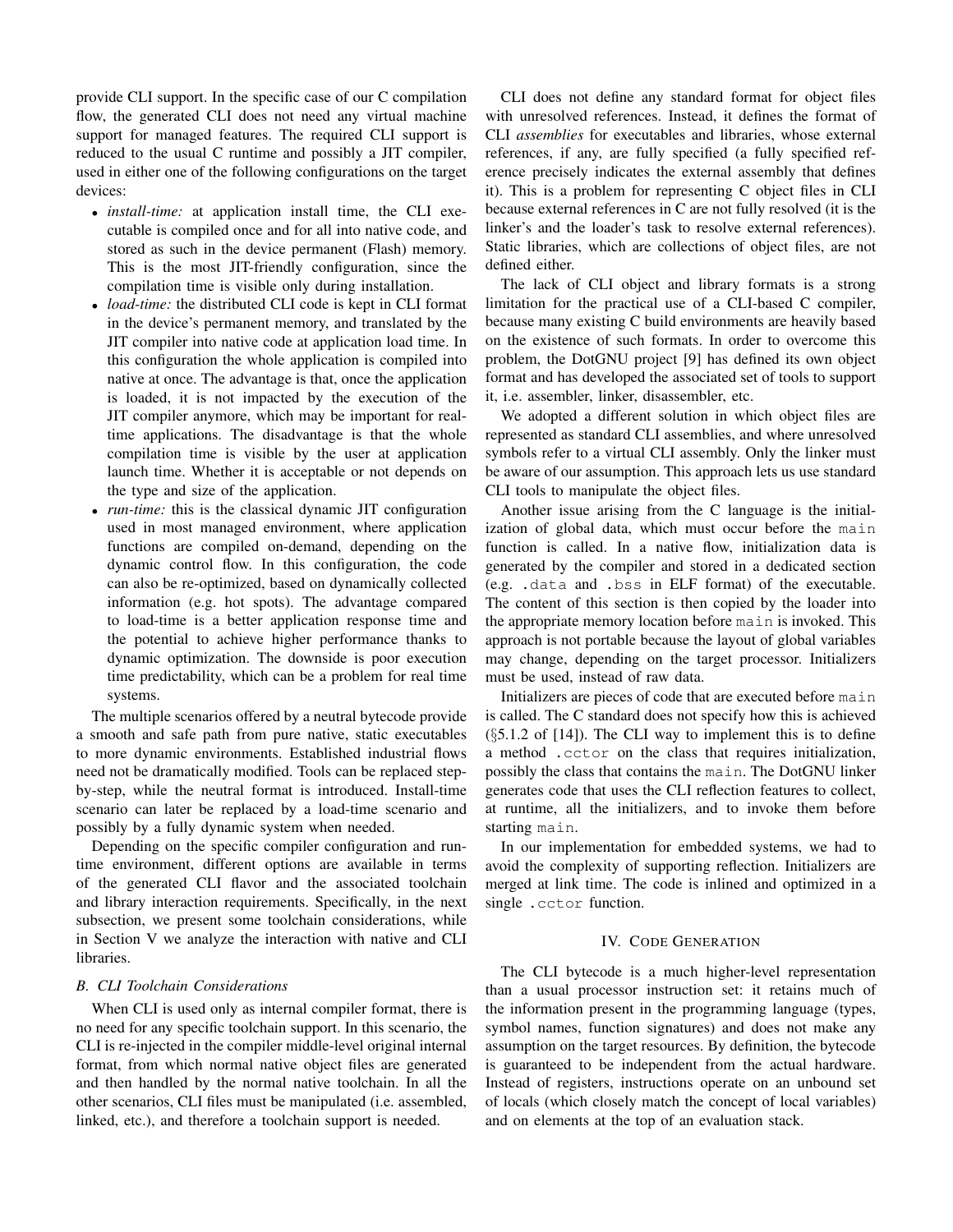provide CLI support. In the specific case of our C compilation flow, the generated CLI does not need any virtual machine support for managed features. The required CLI support is reduced to the usual C runtime and possibly a JIT compiler, used in either one of the following configurations on the target devices:

- *install-time:* at application install time, the CLI executable is compiled once and for all into native code, and stored as such in the device permanent (Flash) memory. This is the most JIT-friendly configuration, since the compilation time is visible only during installation.
- *load-time:* the distributed CLI code is kept in CLI format in the device's permanent memory, and translated by the JIT compiler into native code at application load time. In this configuration the whole application is compiled into native at once. The advantage is that, once the application is loaded, it is not impacted by the execution of the JIT compiler anymore, which may be important for real-time applications. The disadvantage is that the whole compilation time is visible by the user at application launch time. Whether it is acceptable or not depends on the type and size of the application.
- *run-time:* this is the classical dynamic JIT configuration used in most managed environment, where application functions are compiled on-demand, depending on the dynamic control flow. In this configuration, the code can also be re-optimized, based on dynamically collected information (e.g. hot spots). The advantage compared to load-time is a better application response time and the potential to achieve higher performance thanks to dynamic optimization. The downside is poor execution time predictability, which can be a problem for real time systems.

The multiple scenarios offered by a neutral bytecode provide a smooth and safe path from pure native, static executables to more dynamic environments. Established industrial flows need not be dramatically modified. Tools can be replaced step-by-step, while the neutral format is introduced. Install-time scenario can later be replaced by a load-time scenario and possibly by a fully dynamic system when needed.

Depending on the specific compiler configuration and runtime environment, different options are available in terms of the generated CLI flavor and the associated toolchain and library interaction requirements. Specifically, in the next subsection, we present some toolchain considerations, while in Section V we analyze the interaction with native and CLI libraries.

### B. CLI Toolchain Considerations

When CLI is used only as internal compiler format, there is no need for any specific toolchain support. In this scenario, the CLI is re-injected in the compiler middle-level original internal format, from which normal native object files are generated and then handled by the normal native toolchain. In all the other scenarios, CLI files must be manipulated (i.e. assembled, linked, etc.), and therefore a toolchain support is needed.

CLI does not define any standard format for object files with unresolved references. Instead, it defines the format of CLI *assemblies* for executables and libraries, whose external references, if any, are fully specified (a fully specified reference precisely indicates the external assembly that defines it). This is a problem for representing C object files in CLI because external references in C are not fully resolved (it is the linker's and the loader's task to resolve external references). Static libraries, which are collections of object files, are not defined either.

The lack of CLI object and library formats is a strong limitation for the practical use of a CLI-based C compiler, because many existing C build environments are heavily based on the existence of such formats. In order to overcome this problem, the DotGNU project [9] has defined its own object format and has developed the associated set of tools to support it, i.e. assembler, linker, disassembler, etc.

We adopted a different solution in which object files are represented as standard CLI assemblies, and where unresolved symbols refer to a virtual CLI assembly. Only the linker must be aware of our assumption. This approach lets us use standard CLI tools to manipulate the object files.

Another issue arising from the C language is the initialization of global data, which must occur before the `main` function is called. In a native flow, initialization data is generated by the compiler and stored in a dedicated section (e.g. `.data` and `.bss` in ELF format) of the executable. The content of this section is then copied by the loader into the appropriate memory location before `main` is invoked. This approach is not portable because the layout of global variables may change, depending on the target processor. Initializers must be used, instead of raw data.

Initializers are pieces of code that are executed before `main` is called. The C standard does not specify how this is achieved (§5.1.2 of [14]). The CLI way to implement this is to define a method `.cctor` on the class that requires initialization, possibly the class that contains the `main`. The DotGNU linker generates code that uses the CLI reflection features to collect, at runtime, all the initializers, and to invoke them before starting `main`.

In our implementation for embedded systems, we had to avoid the complexity of supporting reflection. Initializers are merged at link time. The code is inlined and optimized in a single `.cctor` function.

## IV. Code Generation

The CLI bytecode is a much higher-level representation than a usual processor instruction set: it retains much of the information present in the programming language (types, symbol names, function signatures) and does not make any assumption on the target resources. By definition, the bytecode is guaranteed to be independent from the actual hardware. Instead of registers, instructions operate on an unbound set of locals (which closely match the concept of local variables) and on elements at the top of an evaluation stack.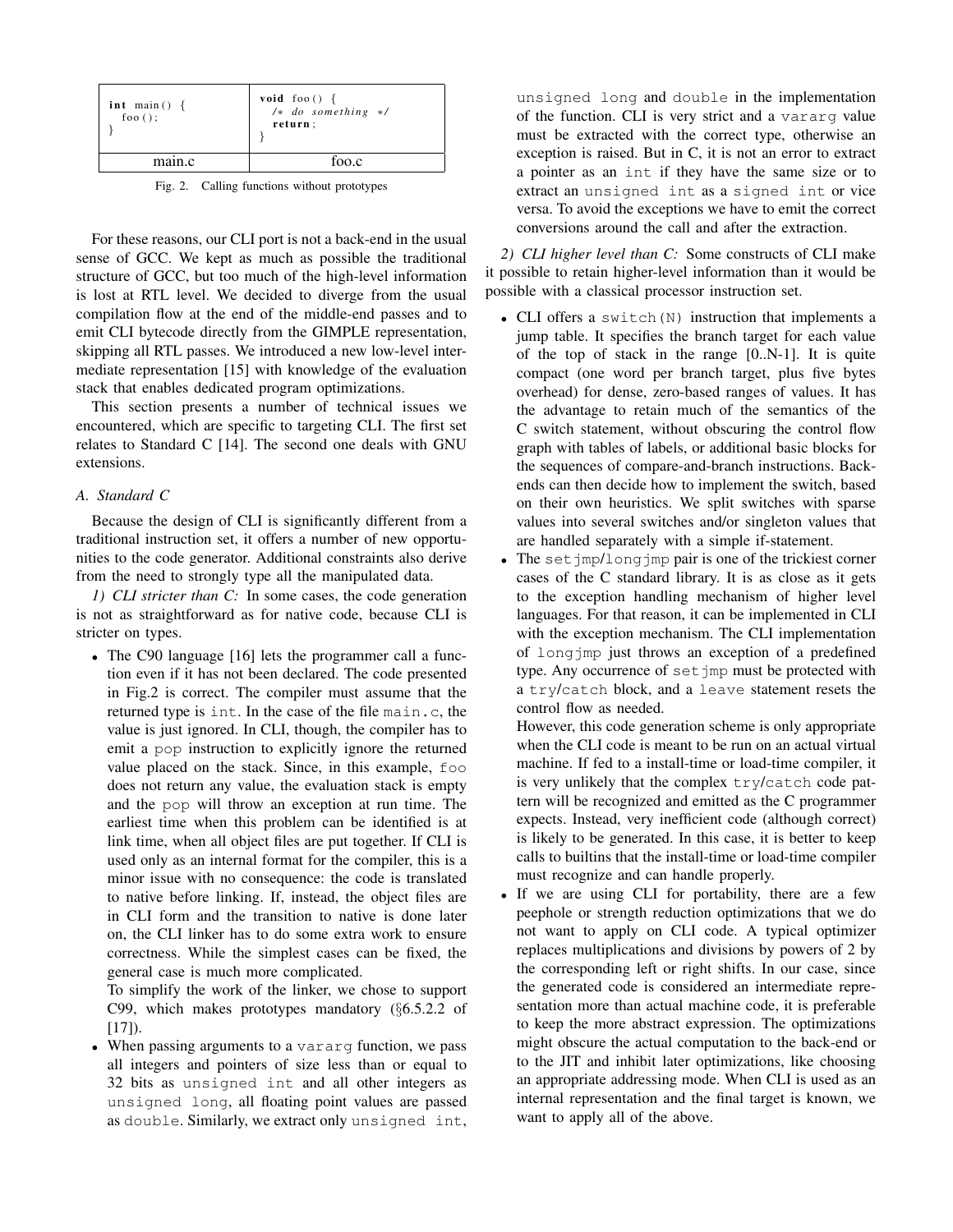| | |
|---|---|
| <pre>int main() {<br>  foo();<br>}</pre> | <pre>void foo() {<br>  /* do something */<br>  return;<br>}</pre> |
| main.c | foo.c |

Fig. 2. Calling functions without prototypes

For these reasons, our CLI port is not a back-end in the usual sense of GCC. We kept as much as possible the traditional structure of GCC, but too much of the high-level information is lost at RTL level. We decided to diverge from the usual compilation flow at the end of the middle-end passes and to emit CLI bytecode directly from the GIMPLE representation, skipping all RTL passes. We introduced a new low-level intermediate representation [15] with knowledge of the evaluation stack that enables dedicated program optimizations.

This section presents a number of technical issues we encountered, which are specific to targeting CLI. The first set relates to Standard C [14]. The second one deals with GNU extensions.

### A. Standard C

Because the design of CLI is significantly different from a traditional instruction set, it offers a number of new opportunities to the code generator. Additional constraints also derive from the need to strongly type all the manipulated data.

*1) CLI stricter than C:* In some cases, the code generation is not as straightforward as for native code, because CLI is stricter on types.

- The C90 language [16] lets the programmer call a function even if it has not been declared. The code presented in Fig.2 is correct. The compiler must assume that the returned type is `int`. In the case of the file `main.c`, the value is just ignored. In CLI, though, the compiler has to emit a `pop` instruction to explicitly ignore the returned value placed on the stack. Since, in this example, `foo` does not return any value, the evaluation stack is empty and the `pop` will throw an exception at run time. The earliest time when this problem can be identified is at link time, when all object files are put together. If CLI is used only as an internal format for the compiler, this is a minor issue with no consequence: the code is translated to native before linking. If, instead, the object files are in CLI form and the transition to native is done later on, the CLI linker has to do some extra work to ensure correctness. While the simplest cases can be fixed, the general case is much more complicated.
  To simplify the work of the linker, we chose to support C99, which makes prototypes mandatory (§6.5.2.2 of [17]).
- When passing arguments to a `vararg` function, we pass all integers and pointers of size less than or equal to 32 bits as `unsigned int` and all other integers as `unsigned long`, all floating point values are passed as `double`. Similarly, we extract only `unsigned int`, `unsigned long` and `double` in the implementation of the function. CLI is very strict and a `vararg` value must be extracted with the correct type, otherwise an exception is raised. But in C, it is not an error to extract a pointer as an `int` if they have the same size or to extract an `unsigned int` as a `signed int` or vice versa. To avoid the exceptions we have to emit the correct conversions around the call and after the extraction.

*2) CLI higher level than C:* Some constructs of CLI make it possible to retain higher-level information than it would be possible with a classical processor instruction set.

- CLI offers a `switch(N)` instruction that implements a jump table. It specifies the branch target for each value of the top of stack in the range [0..N-1]. It is quite compact (one word per branch target, plus five bytes overhead) for dense, zero-based ranges of values. It has the advantage to retain much of the semantics of the C switch statement, without obscuring the control flow graph with tables of labels, or additional basic blocks for the sequences of compare-and-branch instructions. Back-ends can then decide how to implement the switch, based on their own heuristics. We split switches with sparse values into several switches and/or singleton values that are handled separately with a simple if-statement.
- The `setjmp`/`longjmp` pair is one of the trickiest corner cases of the C standard library. It is as close as it gets to the exception handling mechanism of higher level languages. For that reason, it can be implemented in CLI with the exception mechanism. The CLI implementation of `longjmp` just throws an exception of a predefined type. Any occurrence of `setjmp` must be protected with a `try`/`catch` block, and a `leave` statement resets the control flow as needed.
  However, this code generation scheme is only appropriate when the CLI code is meant to be run on an actual virtual machine. If fed to a install-time or load-time compiler, it is very unlikely that the complex `try`/`catch` code pattern will be recognized and emitted as the C programmer expects. Instead, very inefficient code (although correct) is likely to be generated. In this case, it is better to keep calls to builtins that the install-time or load-time compiler must recognize and can handle properly.
- If we are using CLI for portability, there are a few peephole or strength reduction optimizations that we do not want to apply on CLI code. A typical optimizer replaces multiplications and divisions by powers of 2 by the corresponding left or right shifts. In our case, since the generated code is considered an intermediate representation more than actual machine code, it is preferable to keep the more abstract expression. The optimizations might obscure the actual computation to the back-end or to the JIT and inhibit later optimizations, like choosing an appropriate addressing mode. When CLI is used as an internal representation and the final target is known, we want to apply all of the above.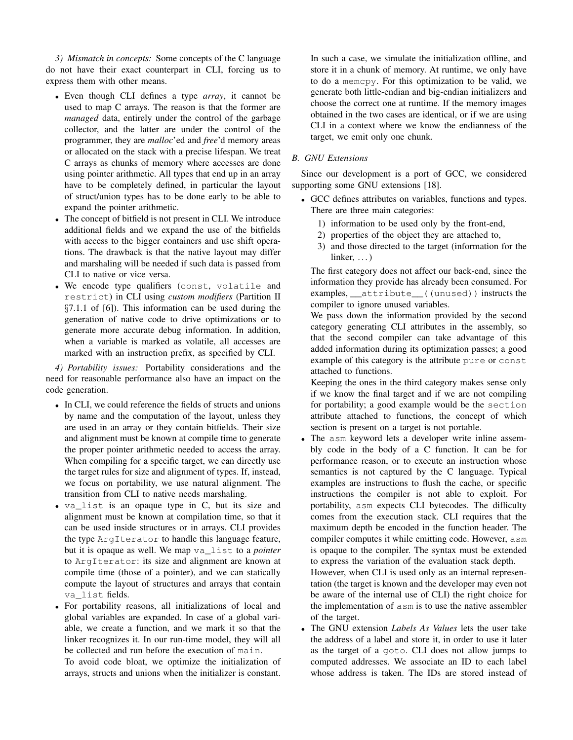*3) Mismatch in concepts:* Some concepts of the C language do not have their exact counterpart in CLI, forcing us to express them with other means.

- Even though CLI defines a type *array*, it cannot be used to map C arrays. The reason is that the former are *managed* data, entirely under the control of the garbage collector, and the latter are under the control of the programmer, they are *malloc*'ed and *free*'d memory areas or allocated on the stack with a precise lifespan. We treat C arrays as chunks of memory where accesses are done using pointer arithmetic. All types that end up in an array have to be completely defined, in particular the layout of struct/union types has to be done early to be able to expand the pointer arithmetic.
- The concept of bitfield is not present in CLI. We introduce additional fields and we expand the use of the bitfields with access to the bigger containers and use shift operations. The drawback is that the native layout may differ and marshaling will be needed if such data is passed from CLI to native or vice versa.
- We encode type qualifiers (`const`, `volatile` and `restrict`) in CLI using *custom modifiers* (Partition II §7.1.1 of [6]). This information can be used during the generation of native code to drive optimizations or to generate more accurate debug information. In addition, when a variable is marked as volatile, all accesses are marked with an instruction prefix, as specified by CLI.

*4) Portability issues:* Portability considerations and the need for reasonable performance also have an impact on the code generation.

- In CLI, we could reference the fields of structs and unions by name and the computation of the layout, unless they are used in an array or they contain bitfields. Their size and alignment must be known at compile time to generate the proper pointer arithmetic needed to access the array. When compiling for a specific target, we can directly use the target rules for size and alignment of types. If, instead, we focus on portability, we use natural alignment. The transition from CLI to native needs marshaling.
- `va_list` is an opaque type in C, but its size and alignment must be known at compilation time, so that it can be used inside structures or in arrays. CLI provides the type `ArgIterator` to handle this language feature, but it is opaque as well. We map `va_list` to a *pointer* to `ArgIterator`: its size and alignment are known at compile time (those of a pointer), and we can statically compute the layout of structures and arrays that contain `va_list` fields.
- For portability reasons, all initializations of local and global variables are expanded. In case of a global variable, we create a function, and we mark it so that the linker recognizes it. In our run-time model, they will all be collected and run before the execution of `main`.
  To avoid code bloat, we optimize the initialization of arrays, structs and unions when the initializer is constant. In such a case, we simulate the initialization offline, and store it in a chunk of memory. At runtime, we only have to do a `memcpy`. For this optimization to be valid, we generate both little-endian and big-endian initializers and choose the correct one at runtime. If the memory images obtained in the two cases are identical, or if we are using CLI in a context where we know the endianness of the target, we emit only one chunk.

### B. GNU Extensions

Since our development is a port of GCC, we considered supporting some GNU extensions [18].

- GCC defines attributes on variables, functions and types. There are three main categories:
  1) information to be used only by the front-end,
  2) properties of the object they are attached to,
  3) and those directed to the target (information for the linker, ...)

  The first category does not affect our back-end, since the information they provide has already been consumed. For examples, `__attribute__((unused))` instructs the compiler to ignore unused variables.
  We pass down the information provided by the second category generating CLI attributes in the assembly, so that the second compiler can take advantage of this added information during its optimization passes; a good example of this category is the attribute `pure` or `const` attached to functions.
  Keeping the ones in the third category makes sense only if we know the final target and if we are not compiling for portability; a good example would be the `section` attribute attached to functions, the concept of which section is present on a target is not portable.
- The `asm` keyword lets a developer write inline assembly code in the body of a C function. It can be for performance reason, or to execute an instruction whose semantics is not captured by the C language. Typical examples are instructions to flush the cache, or specific instructions the compiler is not able to exploit. For portability, `asm` expects CLI bytecodes. The difficulty comes from the execution stack. CLI requires that the maximum depth be encoded in the function header. The compiler computes it while emitting code. However, `asm` is opaque to the compiler. The syntax must be extended to express the variation of the evaluation stack depth.
  However, when CLI is used only as an internal representation (the target is known and the developer may even not be aware of the internal use of CLI) the right choice for the implementation of `asm` is to use the native assembler of the target.
- The GNU extension *Labels As Values* lets the user take the address of a label and store it, in order to use it later as the target of a `goto`. CLI does not allow jumps to computed addresses. We associate an ID to each label whose address is taken. The IDs are stored instead of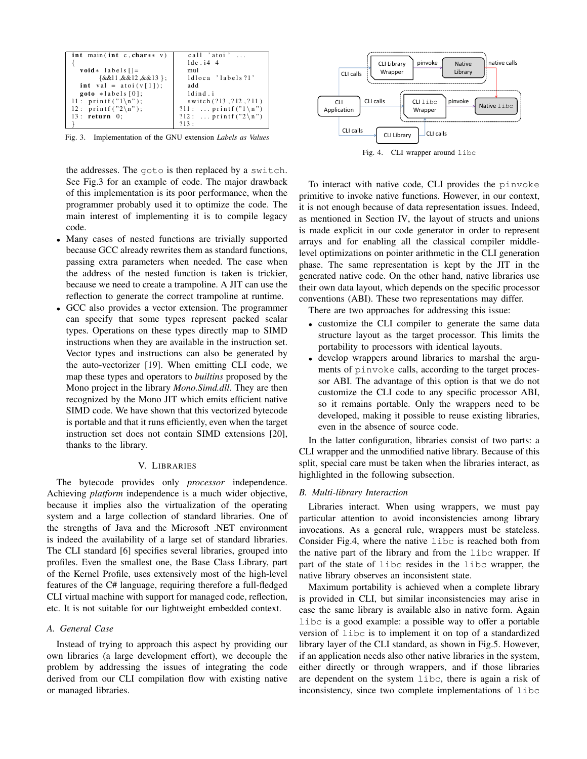| | |
|---|---|
| `int main(int c,char** v)` | `call 'atoi' ...` |
| `{` | `ldc.i4 4` |
| `void* labels[]=` | `mul` |
| `{&&l1,&&l2,&&l3};` | `ldloca 'labels?1'` |
| `int val = atoi(v[1]);` | `add` |
| `goto *labels[0];` | `ldind.i` |
| `l1: printf("1\n");` | `switch(?l3,?l2,?l1)` |
| `l2: printf("2\n");` | `?l1: ... printf("1\n")` |
| `l3: return 0;` | `?l2: ... printf("2\n")` |
| `}` | `?l3:` |

Fig. 3. Implementation of the GNU extension *Labels as Values*

the addresses. The `goto` is then replaced by a `switch`. See Fig.3 for an example of code. The major drawback of this implementation is its poor performance, when the programmer probably used it to optimize the code. The main interest of implementing it is to compile legacy code.

- Many cases of nested functions are trivially supported because GCC already rewrites them as standard functions, passing extra parameters when needed. The case when the address of the nested function is taken is trickier, because we need to create a trampoline. A JIT can use the reflection to generate the correct trampoline at runtime.
- GCC also provides a vector extension. The programmer can specify that some types represent packed scalar types. Operations on these types directly map to SIMD instructions when they are available in the instruction set. Vector types and instructions can also be generated by the auto-vectorizer [19]. When emitting CLI code, we map these types and operators to *builtins* proposed by the Mono project in the library *Mono.Simd.dll*. They are then recognized by the Mono JIT which emits efficient native SIMD code. We have shown that this vectorized bytecode is portable and that it runs efficiently, even when the target instruction set does not contain SIMD extensions [20], thanks to the library.

## V. Libraries

The bytecode provides only *processor* independence. Achieving *platform* independence is a much wider objective, because it implies also the virtualization of the operating system and a large collection of standard libraries. One of the strengths of Java and the Microsoft .NET environment is indeed the availability of a large set of standard libraries. The CLI standard [6] specifies several libraries, grouped into profiles. Even the smallest one, the Base Class Library, part of the Kernel Profile, uses extensively most of the high-level features of the C# language, requiring therefore a full-fledged CLI virtual machine with support for managed code, reflection, etc. It is not suitable for our lightweight embedded context.

### A. General Case

Instead of trying to approach this aspect by providing our own libraries (a large development effort), we decouple the problem by addressing the issues of integrating the code derived from our CLI compilation flow with existing native or managed libraries.

CLI Library Wrapper
pinvoke
Native Library
native calls
CLI calls
CLI Application
CLI calls
CLI libc Wrapper
pinvoke
Native libc
CLI calls
CLI Library
CLI calls

Fig. 4. CLI wrapper around `libc`

To interact with native code, CLI provides the `pinvoke` primitive to invoke native functions. However, in our context, it is not enough because of data representation issues. Indeed, as mentioned in Section IV, the layout of structs and unions is made explicit in our code generator in order to represent arrays and for enabling all the classical compiler middle-level optimizations on pointer arithmetic in the CLI generation phase. The same representation is kept by the JIT in the generated native code. On the other hand, native libraries use their own data layout, which depends on the specific processor conventions (ABI). These two representations may differ.

There are two approaches for addressing this issue:

- customize the CLI compiler to generate the same data structure layout as the target processor. This limits the portability to processors with identical layouts.
- develop wrappers around libraries to marshal the arguments of `pinvoke` calls, according to the target processor ABI. The advantage of this option is that we do not customize the CLI code to any specific processor ABI, so it remains portable. Only the wrappers need to be developed, making it possible to reuse existing libraries, even in the absence of source code.

In the latter configuration, libraries consist of two parts: a CLI wrapper and the unmodified native library. Because of this split, special care must be taken when the libraries interact, as highlighted in the following subsection.

### B. Multi-library Interaction

Libraries interact. When using wrappers, we must pay particular attention to avoid inconsistencies among library invocations. As a general rule, wrappers must be stateless. Consider Fig.4, where the native `libc` is reached both from the native part of the library and from the `libc` wrapper. If part of the state of `libc` resides in the `libc` wrapper, the native library observes an inconsistent state.

Maximum portability is achieved when a complete library is provided in CLI, but similar inconsistencies may arise in case the same library is available also in native form. Again `libc` is a good example: a possible way to offer a portable version of `libc` is to implement it on top of a standardized library layer of the CLI standard, as shown in Fig.5. However, if an application needs also other native libraries in the system, either directly or through wrappers, and if those libraries are dependent on the system `libc`, there is again a risk of inconsistency, since two complete implementations of `libc`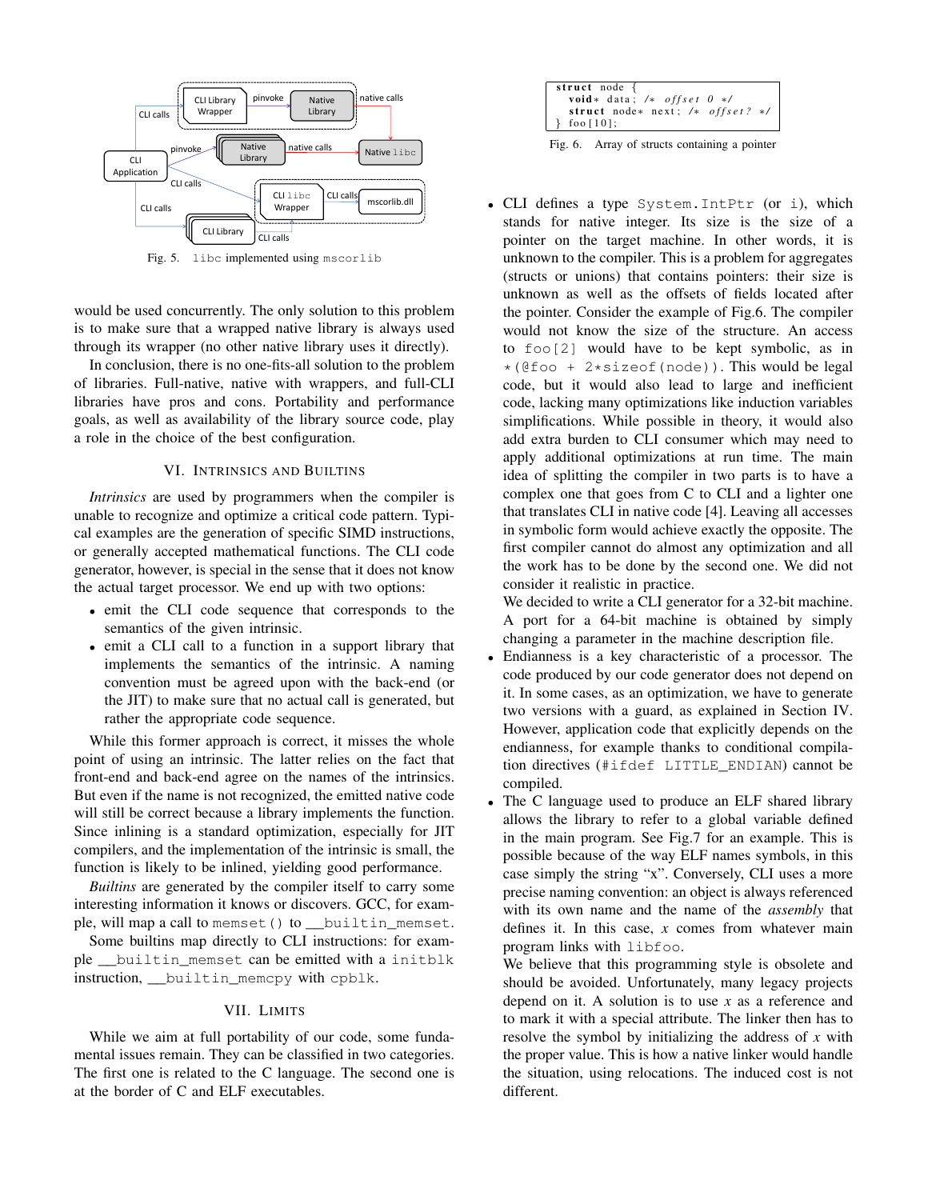CLI Library Wrapper
pinvoke
Native Library
native calls
CLI calls
pinvoke
Native Library
native calls
Native libc
CLI Application
CLI calls
CLI libc Wrapper
CLI calls
mscorlib.dll
CLI calls
CLI Library
CLI calls

Fig. 5. libc implemented using mscorlib

would be used concurrently. The only solution to this problem is to make sure that a wrapped native library is always used through its wrapper (no other native library uses it directly).

In conclusion, there is no one-fits-all solution to the problem of libraries. Full-native, native with wrappers, and full-CLI libraries have pros and cons. Portability and performance goals, as well as availability of the library source code, play a role in the choice of the best configuration.

## VI. Intrinsics and Builtins

*Intrinsics* are used by programmers when the compiler is unable to recognize and optimize a critical code pattern. Typical examples are the generation of specific SIMD instructions, or generally accepted mathematical functions. The CLI code generator, however, is special in the sense that it does not know the actual target processor. We end up with two options:

- emit the CLI code sequence that corresponds to the semantics of the given intrinsic.
- emit a CLI call to a function in a support library that implements the semantics of the intrinsic. A naming convention must be agreed upon with the back-end (or the JIT) to make sure that no actual call is generated, but rather the appropriate code sequence.

While this former approach is correct, it misses the whole point of using an intrinsic. The latter relies on the fact that front-end and back-end agree on the names of the intrinsics. But even if the name is not recognized, the emitted native code will still be correct because a library implements the function. Since inlining is a standard optimization, especially for JIT compilers, and the implementation of the intrinsic is small, the function is likely to be inlined, yielding good performance.

*Builtins* are generated by the compiler itself to carry some interesting information it knows or discovers. GCC, for example, will map a call to memset() to __builtin_memset.

Some builtins map directly to CLI instructions: for example __builtin_memset can be emitted with a initblk instruction, __builtin_memcpy with cpblk.

## VII. Limits

While we aim at full portability of our code, some fundamental issues remain. They can be classified in two categories. The first one is related to the C language. The second one is at the border of C and ELF executables.

```
struct node {
  void* data; /* offset 0 */
  struct node* next; /* offset? */
} foo[10];
```

Fig. 6. Array of structs containing a pointer

- CLI defines a type System.IntPtr (or i), which stands for native integer. Its size is the size of a pointer on the target machine. In other words, it is unknown to the compiler. This is a problem for aggregates (structs or unions) that contains pointers: their size is unknown as well as the offsets of fields located after the pointer. Consider the example of Fig.6. The compiler would not know the size of the structure. An access to foo[2] would have to be kept symbolic, as in *(@foo + 2*sizeof(node)). This would be legal code, but it would also lead to large and inefficient code, lacking many optimizations like induction variables simplifications. While possible in theory, it would also add extra burden to CLI consumer which may need to apply additional optimizations at run time. The main idea of splitting the compiler in two parts is to have a complex one that goes from C to CLI and a lighter one that translates CLI in native code [4]. Leaving all accesses in symbolic form would achieve exactly the opposite. The first compiler cannot do almost any optimization and all the work has to be done by the second one. We did not consider it realistic in practice.
  We decided to write a CLI generator for a 32-bit machine. A port for a 64-bit machine is obtained by simply changing a parameter in the machine description file.
- Endianness is a key characteristic of a processor. The code produced by our code generator does not depend on it. In some cases, as an optimization, we have to generate two versions with a guard, as explained in Section IV. However, application code that explicitly depends on the endianness, for example thanks to conditional compilation directives (#ifdef LITTLE_ENDIAN) cannot be compiled.
- The C language used to produce an ELF shared library allows the library to refer to a global variable defined in the main program. See Fig.7 for an example. This is possible because of the way ELF names symbols, in this case simply the string "x". Conversely, CLI uses a more precise naming convention: an object is always referenced with its own name and the name of the *assembly* that defines it. In this case, *x* comes from whatever main program links with libfoo.
  We believe that this programming style is obsolete and should be avoided. Unfortunately, many legacy projects depend on it. A solution is to use *x* as a reference and to mark it with a special attribute. The linker then has to resolve the symbol by initializing the address of *x* with the proper value. This is how a native linker would handle the situation, using relocations. The induced cost is not different.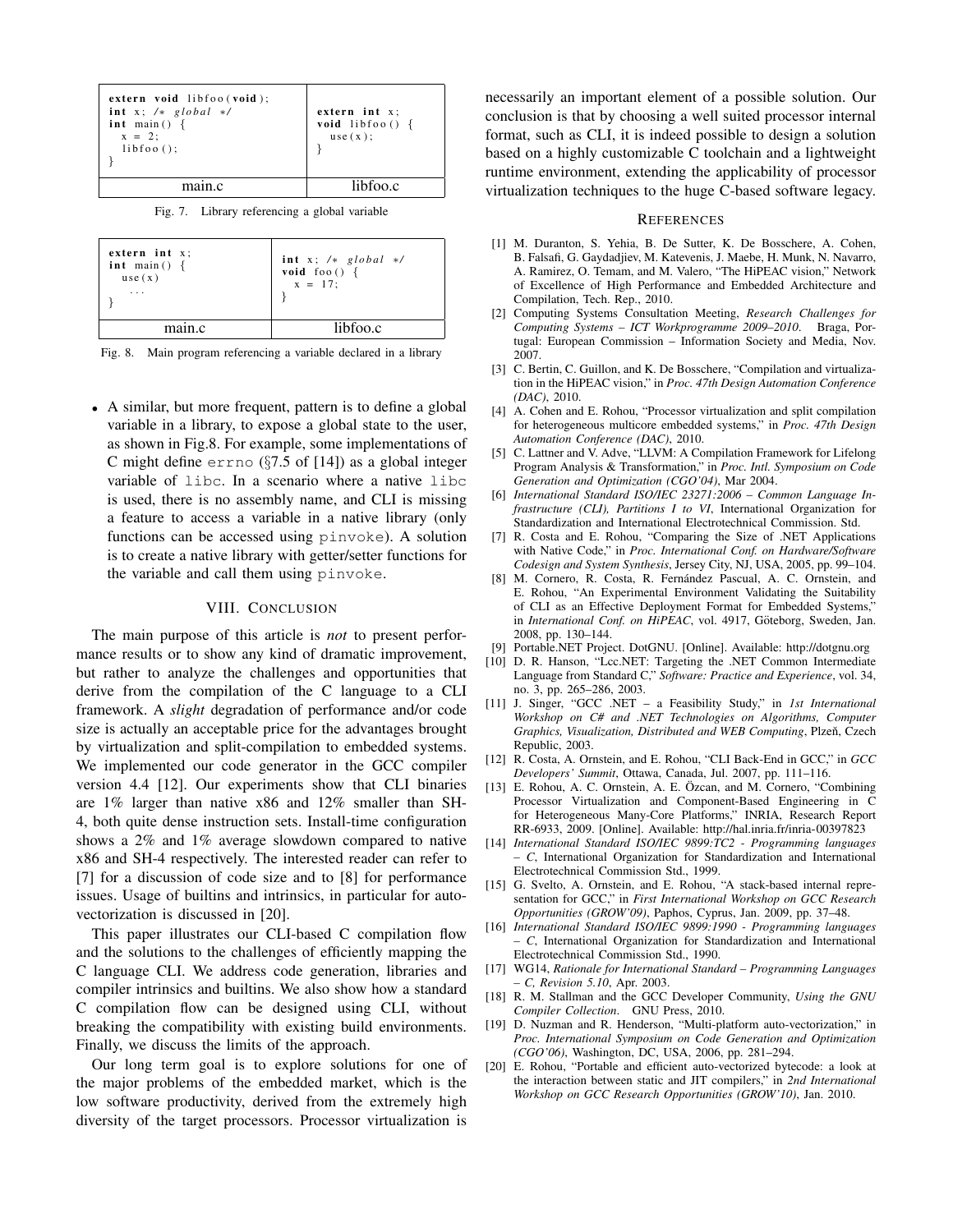| | |
|---|---|
| `extern void libfoo(void);`<br>`int x; /* global */`<br>`int main() {`<br>`  x = 2;`<br>`  libfoo();`<br>`}` | `extern int x;`<br>`void libfoo() {`<br>`  use(x);`<br>`}` |
| main.c | libfoo.c |

Fig. 7. Library referencing a global variable

| | |
|---|---|
| `extern int x;`<br>`int main() {`<br>`  use(x)`<br>`  ...`<br>`}` | `int x; /* global */`<br>`void foo() {`<br>`  x = 17;`<br>`}` |
| main.c | libfoo.c |

Fig. 8. Main program referencing a variable declared in a library

- A similar, but more frequent, pattern is to define a global variable in a library, to expose a global state to the user, as shown in Fig.8. For example, some implementations of C might define `errno` (§7.5 of [14]) as a global integer variable of `libc`. In a scenario where a native `libc` is used, there is no assembly name, and CLI is missing a feature to access a variable in a native library (only functions can be accessed using `pinvoke`). A solution is to create a native library with getter/setter functions for the variable and call them using `pinvoke`.

## VIII. Conclusion

The main purpose of this article is *not* to present performance results or to show any kind of dramatic improvement, but rather to analyze the challenges and opportunities that derive from the compilation of the C language to a CLI framework. A *slight* degradation of performance and/or code size is actually an acceptable price for the advantages brought by virtualization and split-compilation to embedded systems. We implemented our code generator in the GCC compiler version 4.4 [12]. Our experiments show that CLI binaries are 1% larger than native x86 and 12% smaller than SH-4, both quite dense instruction sets. Install-time configuration shows a 2% and 1% average slowdown compared to native x86 and SH-4 respectively. The interested reader can refer to [7] for a discussion of code size and to [8] for performance issues. Usage of builtins and intrinsics, in particular for auto-vectorization is discussed in [20].

This paper illustrates our CLI-based C compilation flow and the solutions to the challenges of efficiently mapping the C language CLI. We address code generation, libraries and compiler intrinsics and builtins. We also show how a standard C compilation flow can be designed using CLI, without breaking the compatibility with existing build environments. Finally, we discuss the limits of the approach.

Our long term goal is to explore solutions for one of the major problems of the embedded market, which is the low software productivity, derived from the extremely high diversity of the target processors. Processor virtualization is necessarily an important element of a possible solution. Our conclusion is that by choosing a well suited processor internal format, such as CLI, it is indeed possible to design a solution based on a highly customizable C toolchain and a lightweight runtime environment, extending the applicability of processor virtualization techniques to the huge C-based software legacy.

## References

[1] M. Duranton, S. Yehia, B. De Sutter, K. De Bosschere, A. Cohen, B. Falsafi, G. Gaydadjiev, M. Katevenis, J. Maebe, H. Munk, N. Navarro, A. Ramirez, O. Temam, and M. Valero, "The HiPEAC vision," Network of Excellence of High Performance and Embedded Architecture and Compilation, Tech. Rep., 2010.

[2] Computing Systems Consultation Meeting, *Research Challenges for Computing Systems – ICT Workprogramme 2009–2010*. Braga, Portugal: European Commission – Information Society and Media, Nov. 2007.

[3] C. Bertin, C. Guillon, and K. De Bosschere, "Compilation and virtualization in the HiPEAC vision," in *Proc. 47th Design Automation Conference (DAC)*, 2010.

[4] A. Cohen and E. Rohou, "Processor virtualization and split compilation for heterogeneous multicore embedded systems," in *Proc. 47th Design Automation Conference (DAC)*, 2010.

[5] C. Lattner and V. Adve, "LLVM: A Compilation Framework for Lifelong Program Analysis & Transformation," in *Proc. Intl. Symposium on Code Generation and Optimization (CGO'04)*, Mar 2004.

[6] *International Standard ISO/IEC 23271:2006 – Common Language Infrastructure (CLI), Partitions I to VI*, International Organization for Standardization and International Electrotechnical Commission. Std.

[7] R. Costa and E. Rohou, "Comparing the Size of .NET Applications with Native Code," in *Proc. International Conf. on Hardware/Software Codesign and System Synthesis*, Jersey City, NJ, USA, 2005, pp. 99–104.

[8] M. Cornero, R. Costa, R. Fernández Pascual, A. C. Ornstein, and E. Rohou, "An Experimental Environment Validating the Suitability of CLI as an Effective Deployment Format for Embedded Systems," in *International Conf. on HiPEAC*, vol. 4917, Göteborg, Sweden, Jan. 2008, pp. 130–144.

[9] Portable.NET Project. DotGNU. [Online]. Available: http://dotgnu.org

[10] D. R. Hanson, "Lcc.NET: Targeting the .NET Common Intermediate Language from Standard C," *Software: Practice and Experience*, vol. 34, no. 3, pp. 265–286, 2003.

[11] J. Singer, "GCC .NET – a Feasibility Study," in *1st International Workshop on C# and .NET Technologies on Algorithms, Computer Graphics, Visualization, Distributed and WEB Computing*, Plzeň, Czech Republic, 2003.

[12] R. Costa, A. Ornstein, and E. Rohou, "CLI Back-End in GCC," in *GCC Developers' Summit*, Ottawa, Canada, Jul. 2007, pp. 111–116.

[13] E. Rohou, A. C. Ornstein, A. E. Özcan, and M. Cornero, "Combining Processor Virtualization and Component-Based Engineering in C for Heterogeneous Many-Core Platforms," INRIA, Research Report RR-6933, 2009. [Online]. Available: http://hal.inria.fr/inria-00397823

[14] *International Standard ISO/IEC 9899:TC2 - Programming languages – C*, International Organization for Standardization and International Electrotechnical Commission Std., 1999.

[15] G. Svelto, A. Ornstein, and E. Rohou, "A stack-based internal representation for GCC," in *First International Workshop on GCC Research Opportunities (GROW'09)*, Paphos, Cyprus, Jan. 2009, pp. 37–48.

[16] *International Standard ISO/IEC 9899:1990 - Programming languages – C*, International Organization for Standardization and International Electrotechnical Commission Std., 1990.

[17] WG14, *Rationale for International Standard – Programming Languages – C, Revision 5.10*, Apr. 2003.

[18] R. M. Stallman and the GCC Developer Community, *Using the GNU Compiler Collection*. GNU Press, 2010.

[19] D. Nuzman and R. Henderson, "Multi-platform auto-vectorization," in *Proc. International Symposium on Code Generation and Optimization (CGO'06)*, Washington, DC, USA, 2006, pp. 281–294.

[20] E. Rohou, "Portable and efficient auto-vectorized bytecode: a look at the interaction between static and JIT compilers," in *2nd International Workshop on GCC Research Opportunities (GROW'10)*, Jan. 2010.